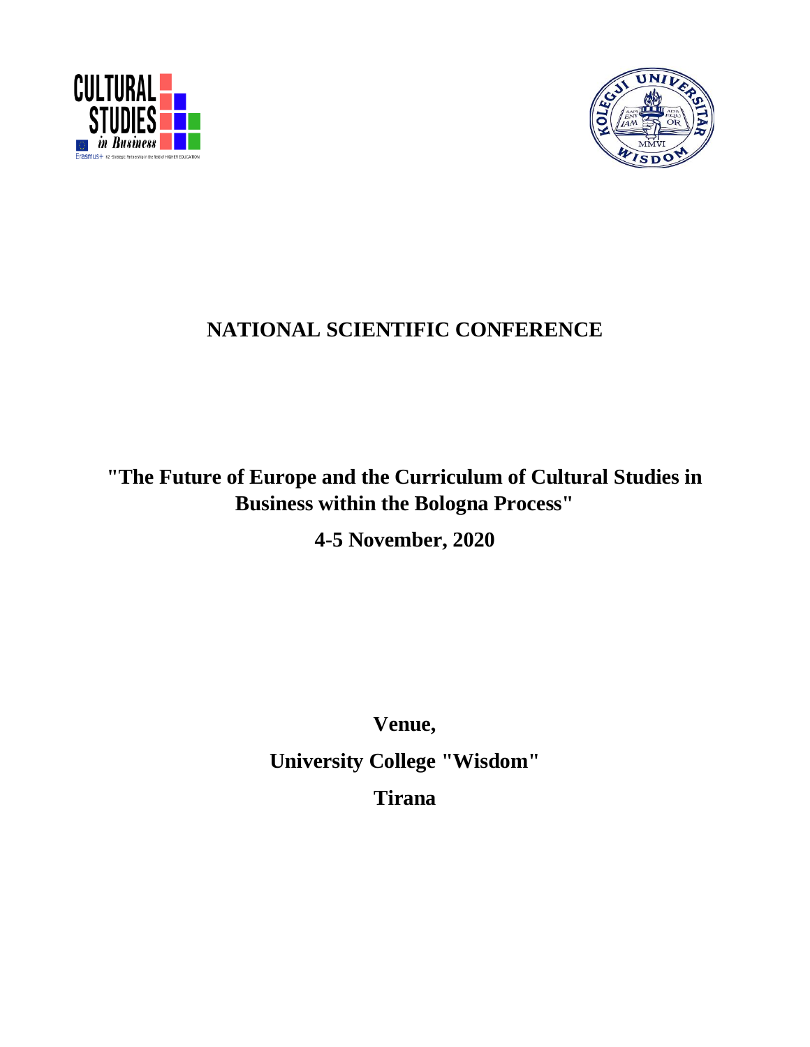# NATIONAL SCIENTIFIC CONFERENCE

## "The Future of Europe and the Curriculum of Cultural Studies in Business within the Bologna Process"

**4-5 November, 2020**

**Venue,**

**University College "Wisdom"**

**Tirana**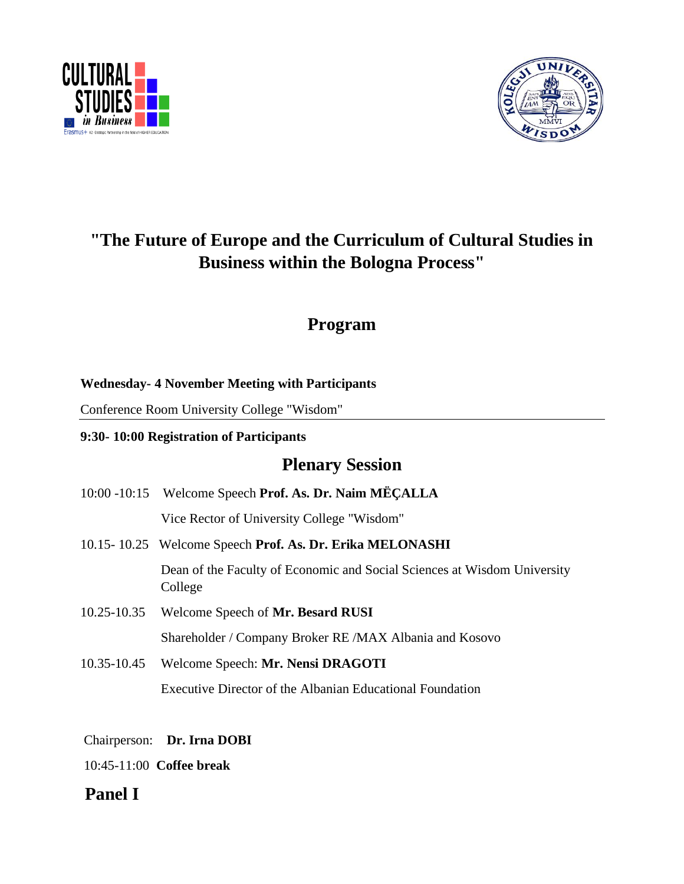# "The Future of Europe and the Curriculum of Cultural Studies in Business within the Bologna Process"

## Program

**Wednesday- 4 November Meeting with Participants**

Conference Room University College "Wisdom"

**9:30- 10:00 Registration of Participants**

## Plenary Session

10:00 -10:15 Welcome Speech **Prof. As. Dr. Naim MËÇALLA**

Vice Rector of University College "Wisdom"

10.15- 10.25 Welcome Speech **Prof. As. Dr. Erika MELONASHI**

Dean of the Faculty of Economic and Social Sciences at Wisdom University College

10.25-10.35 Welcome Speech of **Mr. Besard RUSI**

Shareholder / Company Broker RE /MAX Albania and Kosovo

10.35-10.45 Welcome Speech: **Mr. Nensi DRAGOTI**

Executive Director of the Albanian Educational Foundation

Chairperson: **Dr. Irna DOBI**

10:45-11:00 **Coffee break**

## Panel I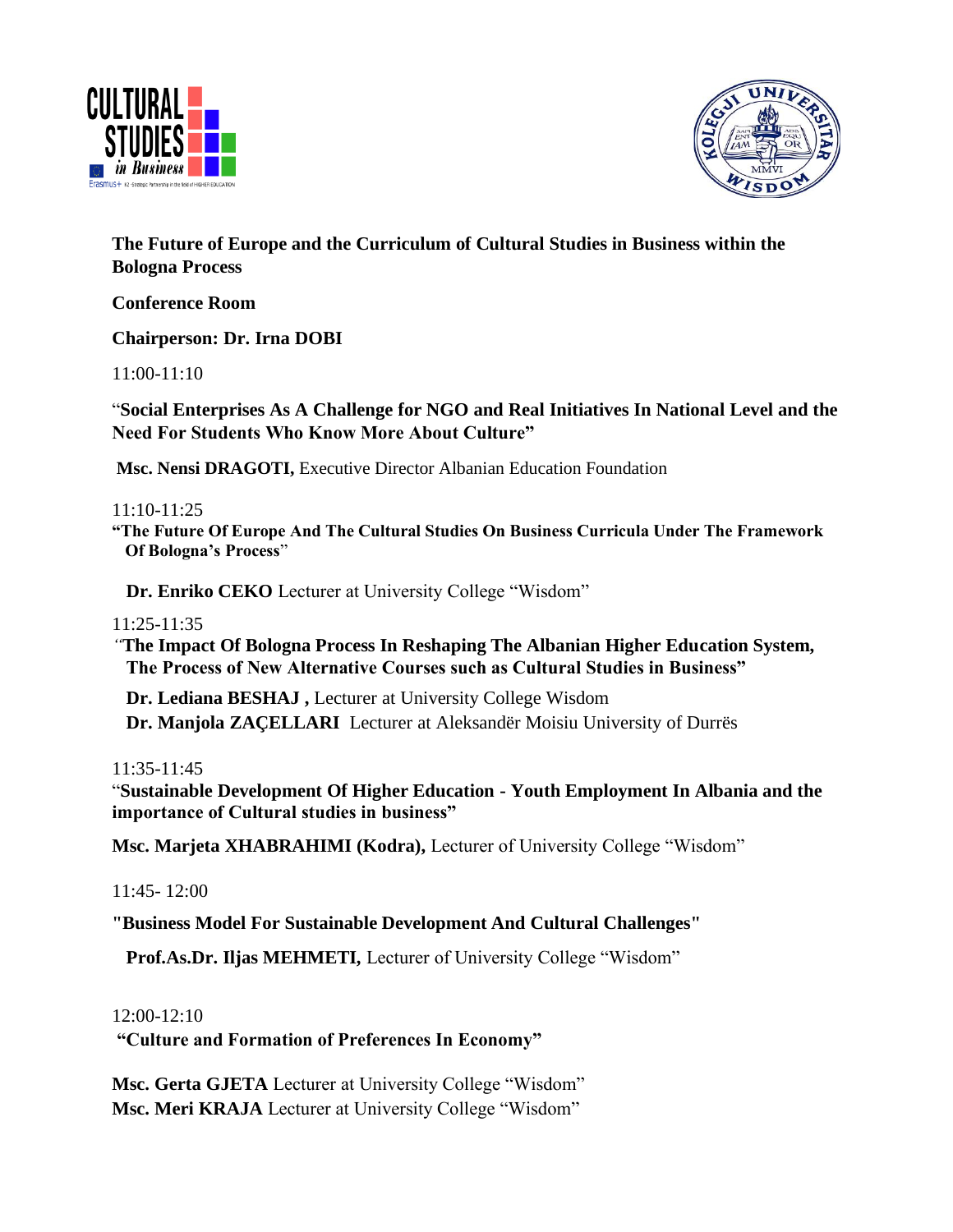**The Future of Europe and the Curriculum of Cultural Studies in Business within the Bologna Process**

**Conference Room**

**Chairperson: Dr. Irna DOBI**

11:00-11:10

"**Social Enterprises As A Challenge for NGO and Real Initiatives In National Level and the Need For Students Who Know More About Culture"**

**Msc. Nensi DRAGOTI,** Executive Director Albanian Education Foundation

11:10-11:25

**"The Future Of Europe And The Cultural Studies On Business Curricula Under The Framework Of Bologna's Process"**

**Dr. Enriko CEKO** Lecturer at University College "Wisdom"

11:25-11:35

*"***The Impact Of Bologna Process In Reshaping The Albanian Higher Education System, The Process of New Alternative Courses such as Cultural Studies in Business"**

**Dr. Lediana BESHAJ ,** Lecturer at University College Wisdom

**Dr. Manjola ZAÇELLARI** Lecturer at Aleksandër Moisiu University of Durrës

11:35-11:45

"**Sustainable Development Of Higher Education - Youth Employment In Albania and the importance of Cultural studies in business"**

**Msc. Marjeta XHABRAHIMI (Kodra),** Lecturer of University College "Wisdom"

11:45- 12:00

**"Business Model For Sustainable Development And Cultural Challenges"**

**Prof.As.Dr. Iljas MEHMETI,** Lecturer of University College "Wisdom"

12:00-12:10

**"Culture and Formation of Preferences In Economy"**

**Msc. Gerta GJETA** Lecturer at University College "Wisdom"

**Msc. Meri KRAJA** Lecturer at University College "Wisdom"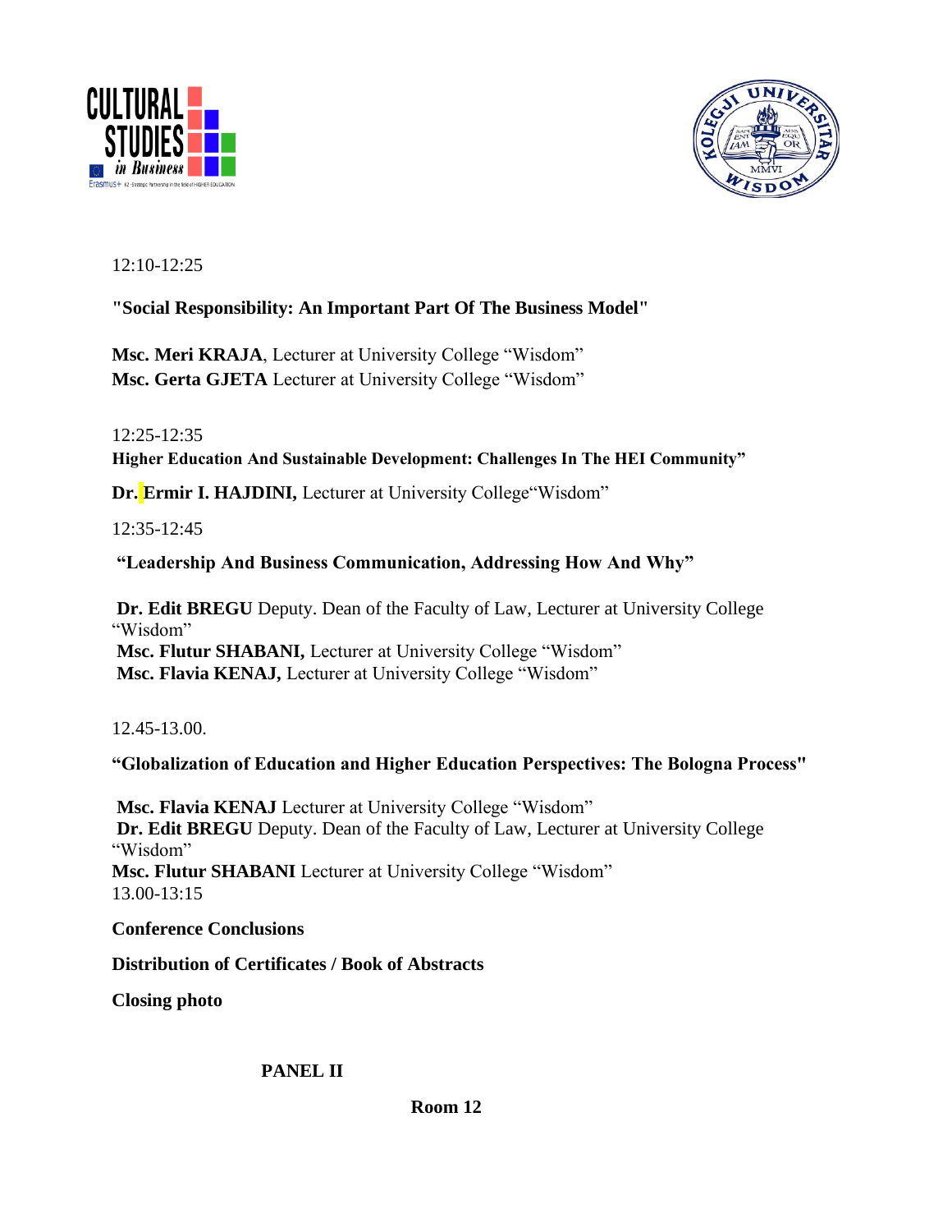12:10-12:25

**"Social Responsibility: An Important Part Of The Business Model"**

**Msc. Meri KRAJA**, Lecturer at University College "Wisdom"
**Msc. Gerta GJETA** Lecturer at University College "Wisdom"

12:25-12:35

**Higher Education And Sustainable Development: Challenges In The HEI Community"**

**Dr. Ermir I. HAJDINI,** Lecturer at University College"Wisdom"

12:35-12:45

**"Leadership And Business Communication, Addressing How And Why"**

**Dr. Edit BREGU** Deputy. Dean of the Faculty of Law, Lecturer at University College "Wisdom"
**Msc. Flutur SHABANI,** Lecturer at University College "Wisdom"
**Msc. Flavia KENAJ,** Lecturer at University College "Wisdom"

12.45-13.00.

**"Globalization of Education and Higher Education Perspectives: The Bologna Process"**

**Msc. Flavia KENAJ** Lecturer at University College "Wisdom"
**Dr. Edit BREGU** Deputy. Dean of the Faculty of Law, Lecturer at University College "Wisdom"
**Msc. Flutur SHABANI** Lecturer at University College "Wisdom"

13.00-13:15

**Conference Conclusions**

**Distribution of Certificates / Book of Abstracts**

**Closing photo**

## PANEL II

**Room 12**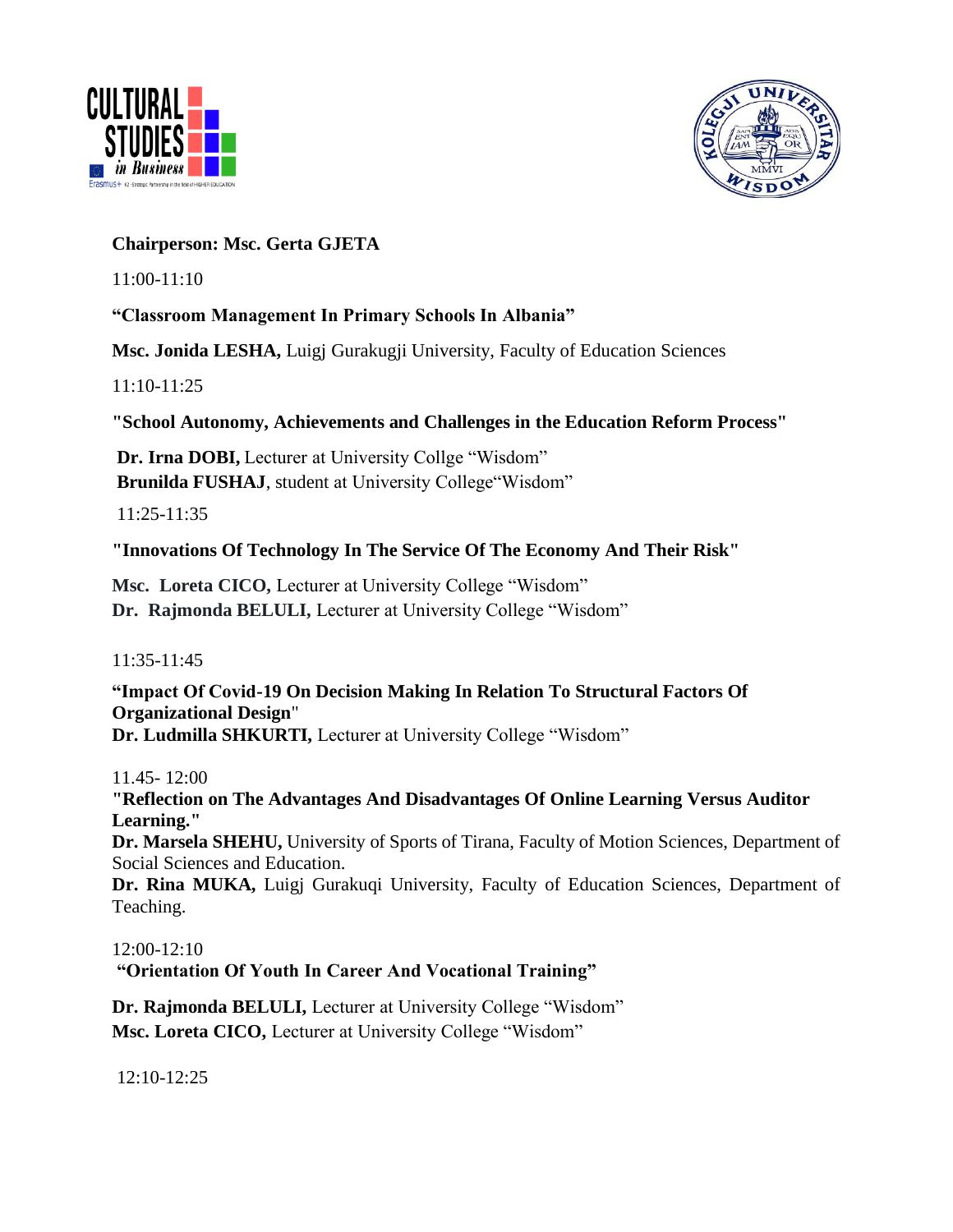**Chairperson: Msc. Gerta GJETA**

11:00-11:10

**"Classroom Management In Primary Schools In Albania"**

**Msc. Jonida LESHA,** Luigj Gurakugji University, Faculty of Education Sciences

11:10-11:25

**"School Autonomy, Achievements and Challenges in the Education Reform Process"**

**Dr. Irna DOBI,** Lecturer at University Collge "Wisdom"
**Brunilda FUSHAJ**, student at University College"Wisdom"

11:25-11:35

**"Innovations Of Technology In The Service Of The Economy And Their Risk"**

**Msc. Loreta CICO,** Lecturer at University College "Wisdom"
**Dr. Rajmonda BELULI,** Lecturer at University College "Wisdom"

11:35-11:45

**"Impact Of Covid-19 On Decision Making In Relation To Structural Factors Of Organizational Design"**
**Dr. Ludmilla SHKURTI,** Lecturer at University College "Wisdom"

11.45- 12:00

**"Reflection on The Advantages And Disadvantages Of Online Learning Versus Auditor Learning."**

**Dr. Marsela SHEHU,** University of Sports of Tirana, Faculty of Motion Sciences, Department of Social Sciences and Education.

**Dr. Rina MUKA,** Luigj Gurakuqi University, Faculty of Education Sciences, Department of Teaching.

12:00-12:10

**"Orientation Of Youth In Career And Vocational Training"**

**Dr. Rajmonda BELULI,** Lecturer at University College "Wisdom"
**Msc. Loreta CICO,** Lecturer at University College "Wisdom"

12:10-12:25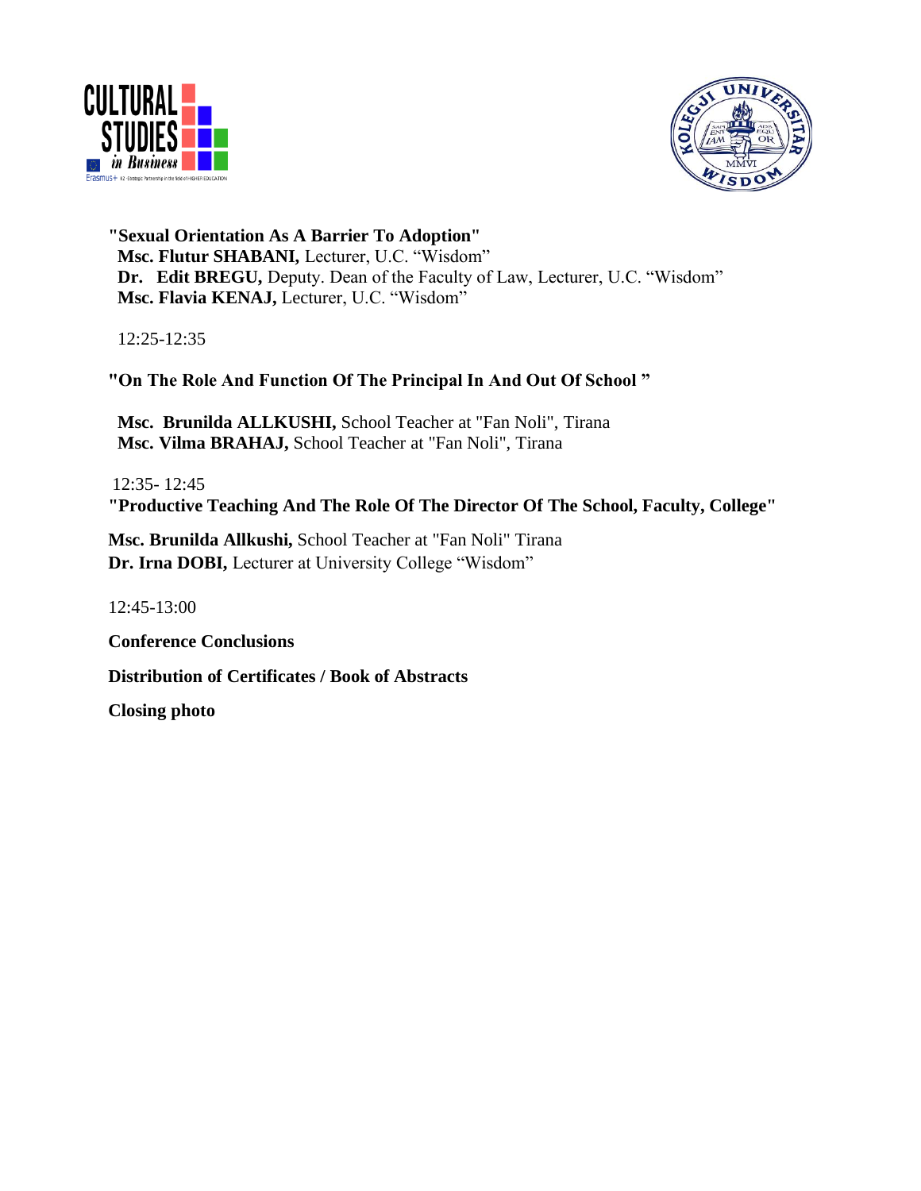**"Sexual Orientation As A Barrier To Adoption"**

**Msc. Flutur SHABANI,** Lecturer, U.C. "Wisdom"
**Dr. Edit BREGU,** Deputy. Dean of the Faculty of Law, Lecturer, U.C. "Wisdom"
**Msc. Flavia KENAJ,** Lecturer, U.C. "Wisdom"

12:25-12:35

**"On The Role And Function Of The Principal In And Out Of School "**

**Msc. Brunilda ALLKUSHI,** School Teacher at "Fan Noli", Tirana
**Msc. Vilma BRAHAJ,** School Teacher at "Fan Noli", Tirana

12:35- 12:45

**"Productive Teaching And The Role Of The Director Of The School, Faculty, College"**

**Msc. Brunilda Allkushi,** School Teacher at "Fan Noli" Tirana
**Dr. Irna DOBI,** Lecturer at University College "Wisdom"

12:45-13:00

**Conference Conclusions**

**Distribution of Certificates / Book of Abstracts**

**Closing photo**